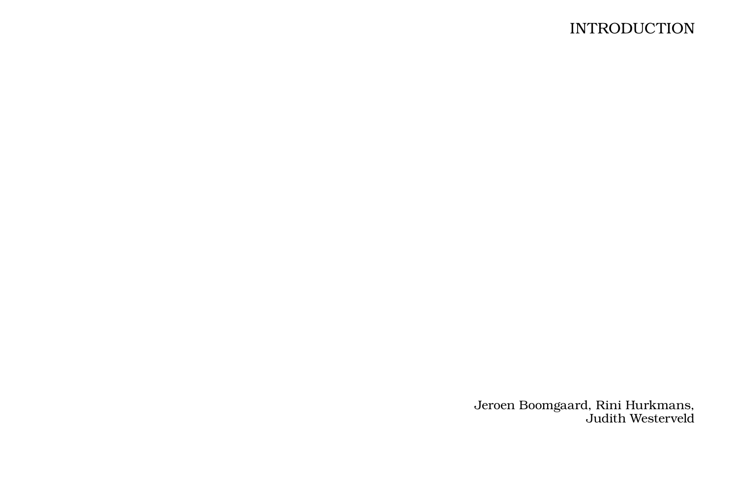# INTRODUCTION

Jeroen Boomgaard, Rini Hurkmans,
Judith Westerveld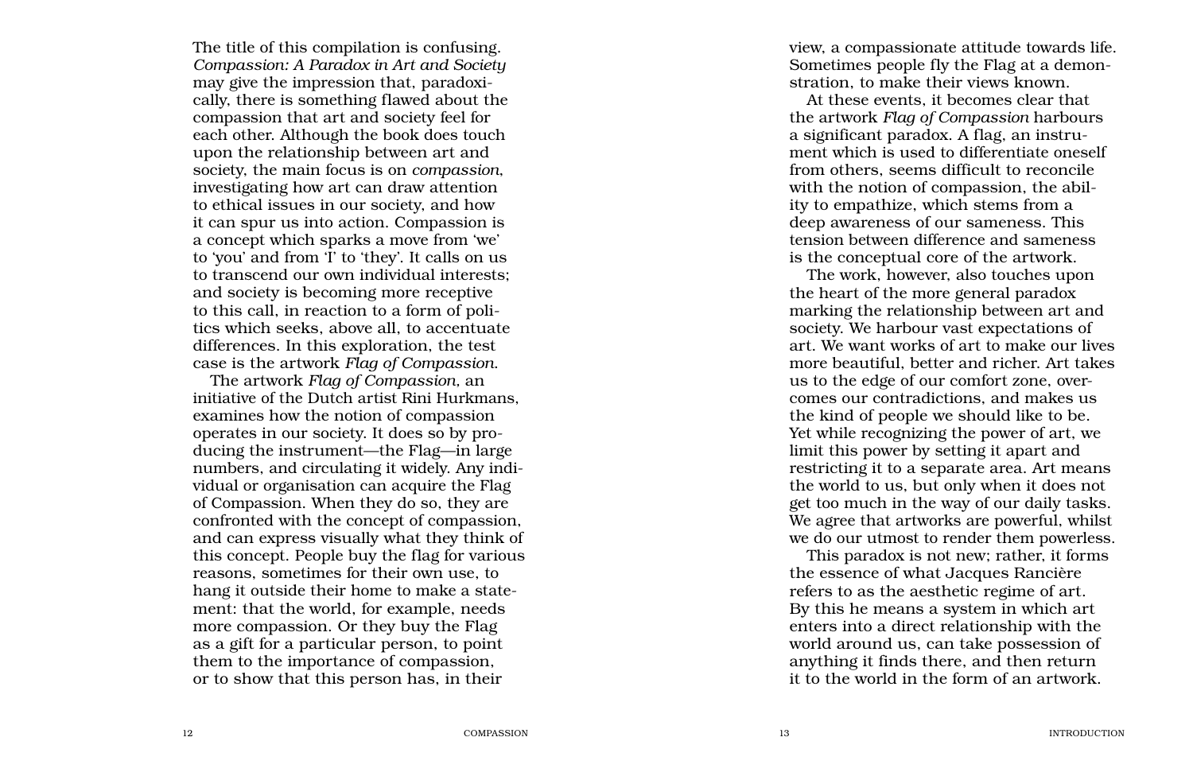The title of this compilation is confusing. *Compassion: A Paradox in Art and Society* may give the impression that, paradoxically, there is something flawed about the compassion that art and society feel for each other. Although the book does touch upon the relationship between art and society, the main focus is on *compassion*, investigating how art can draw attention to ethical issues in our society, and how it can spur us into action. Compassion is a concept which sparks a move from 'we' to 'you' and from 'I' to 'they'. It calls on us to transcend our own individual interests; and society is becoming more receptive to this call, in reaction to a form of politics which seeks, above all, to accentuate differences. In this exploration, the test case is the artwork *Flag of Compassion*.

The artwork *Flag of Compassion*, an initiative of the Dutch artist Rini Hurkmans, examines how the notion of compassion operates in our society. It does so by producing the instrument—the Flag—in large numbers, and circulating it widely. Any individual or organisation can acquire the Flag of Compassion. When they do so, they are confronted with the concept of compassion, and can express visually what they think of this concept. People buy the flag for various reasons, sometimes for their own use, to hang it outside their home to make a statement: that the world, for example, needs more compassion. Or they buy the Flag as a gift for a particular person, to point them to the importance of compassion, or to show that this person has, in their view, a compassionate attitude towards life. Sometimes people fly the Flag at a demonstration, to make their views known.

At these events, it becomes clear that the artwork *Flag of Compassion* harbours a significant paradox. A flag, an instrument which is used to differentiate oneself from others, seems difficult to reconcile with the notion of compassion, the ability to empathize, which stems from a deep awareness of our sameness. This tension between difference and sameness is the conceptual core of the artwork.

The work, however, also touches upon the heart of the more general paradox marking the relationship between art and society. We harbour vast expectations of art. We want works of art to make our lives more beautiful, better and richer. Art takes us to the edge of our comfort zone, overcomes our contradictions, and makes us the kind of people we should like to be. Yet while recognizing the power of art, we limit this power by setting it apart and restricting it to a separate area. Art means the world to us, but only when it does not get too much in the way of our daily tasks. We agree that artworks are powerful, whilst we do our utmost to render them powerless.

This paradox is not new; rather, it forms the essence of what Jacques Rancière refers to as the aesthetic regime of art. By this he means a system in which art enters into a direct relationship with the world around us, can take possession of anything it finds there, and then return it to the world in the form of an artwork.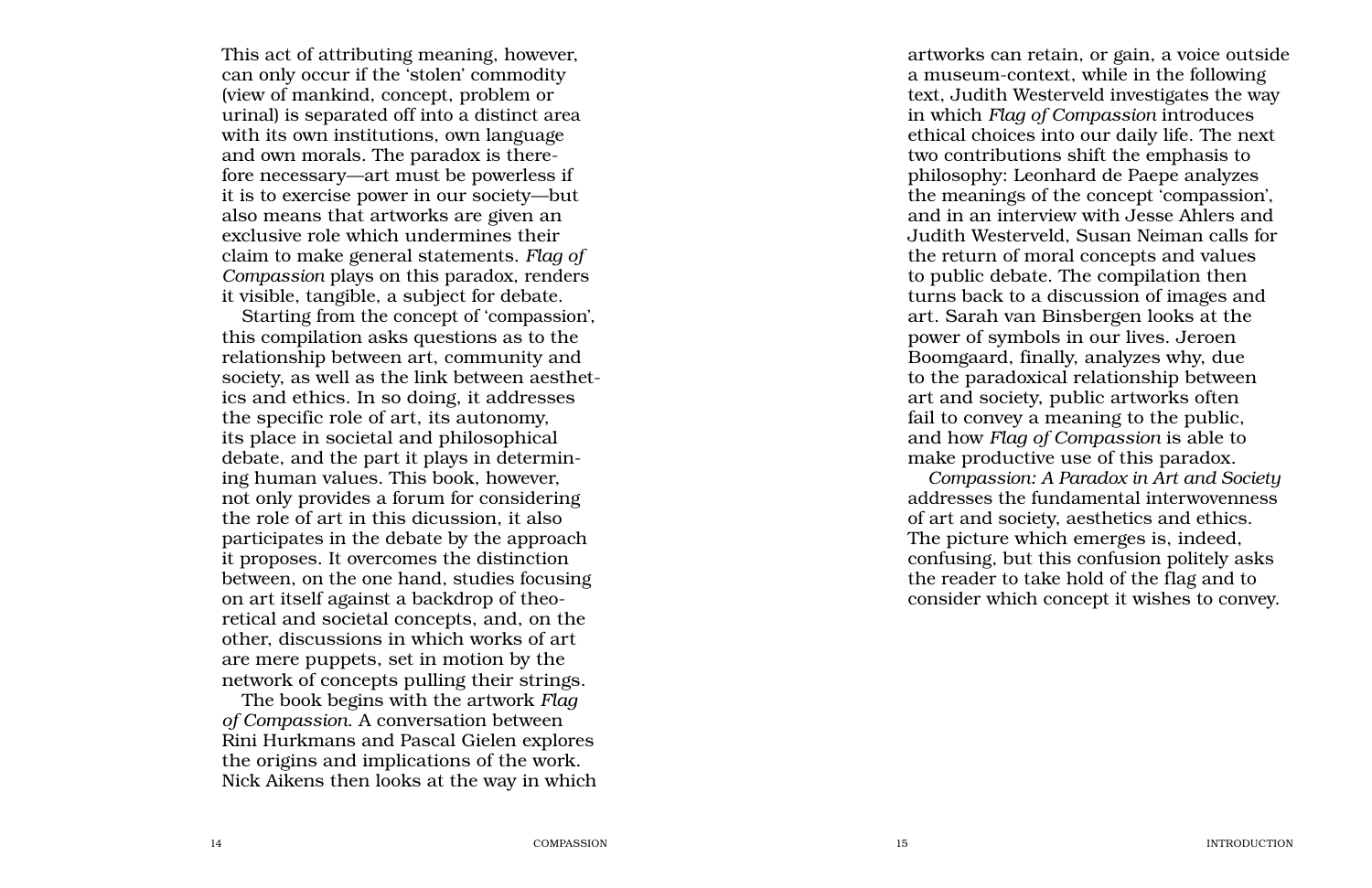This act of attributing meaning, however, can only occur if the 'stolen' commodity (view of mankind, concept, problem or urinal) is separated off into a distinct area with its own institutions, own language and own morals. The paradox is therefore necessary—art must be powerless if it is to exercise power in our society—but also means that artworks are given an exclusive role which undermines their claim to make general statements. *Flag of Compassion* plays on this paradox, renders it visible, tangible, a subject for debate.

Starting from the concept of 'compassion', this compilation asks questions as to the relationship between art, community and society, as well as the link between aesthetics and ethics. In so doing, it addresses the specific role of art, its autonomy, its place in societal and philosophical debate, and the part it plays in determining human values. This book, however, not only provides a forum for considering the role of art in this dicussion, it also participates in the debate by the approach it proposes. It overcomes the distinction between, on the one hand, studies focusing on art itself against a backdrop of theoretical and societal concepts, and, on the other, discussions in which works of art are mere puppets, set in motion by the network of concepts pulling their strings.

The book begins with the artwork *Flag of Compassion*. A conversation between Rini Hurkmans and Pascal Gielen explores the origins and implications of the work. Nick Aikens then looks at the way in which artworks can retain, or gain, a voice outside a museum-context, while in the following text, Judith Westerveld investigates the way in which *Flag of Compassion* introduces ethical choices into our daily life. The next two contributions shift the emphasis to philosophy: Leonhard de Paepe analyzes the meanings of the concept 'compassion', and in an interview with Jesse Ahlers and Judith Westerveld, Susan Neiman calls for the return of moral concepts and values to public debate. The compilation then turns back to a discussion of images and art. Sarah van Binsbergen looks at the power of symbols in our lives. Jeroen Boomgaard, finally, analyzes why, due to the paradoxical relationship between art and society, public artworks often fail to convey a meaning to the public, and how *Flag of Compassion* is able to make productive use of this paradox.

*Compassion: A Paradox in Art and Society* addresses the fundamental interwovenness of art and society, aesthetics and ethics. The picture which emerges is, indeed, confusing, but this confusion politely asks the reader to take hold of the flag and to consider which concept it wishes to convey.